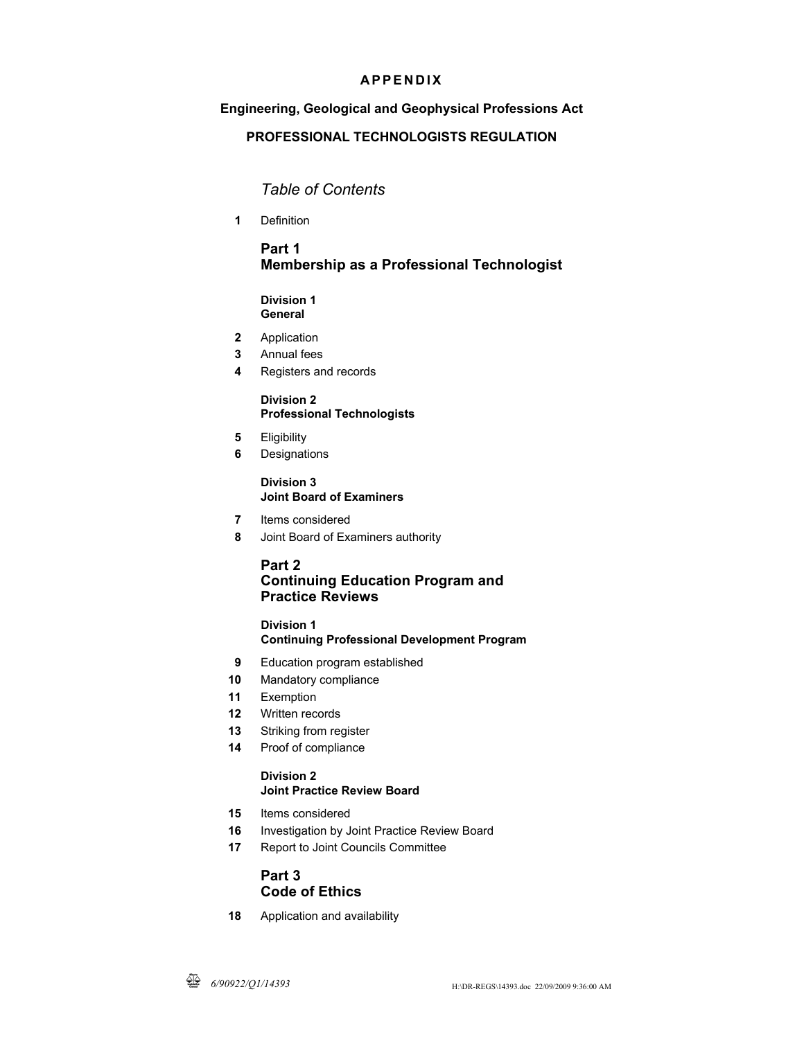**APPENDIX**

**Engineering, Geological and Geophysical Professions Act**

**PROFESSIONAL TECHNOLOGISTS REGULATION**

*Table of Contents*

**1** Definition

## Part 1 Membership as a Professional Technologist

### Division 1 General

**2** Application
**3** Annual fees
**4** Registers and records

### Division 2 Professional Technologists

**5** Eligibility
**6** Designations

### Division 3 Joint Board of Examiners

**7** Items considered
**8** Joint Board of Examiners authority

## Part 2 Continuing Education Program and Practice Reviews

### Division 1 Continuing Professional Development Program

**9** Education program established
**10** Mandatory compliance
**11** Exemption
**12** Written records
**13** Striking from register
**14** Proof of compliance

### Division 2 Joint Practice Review Board

**15** Items considered
**16** Investigation by Joint Practice Review Board
**17** Report to Joint Councils Committee

## Part 3 Code of Ethics

**18** Application and availability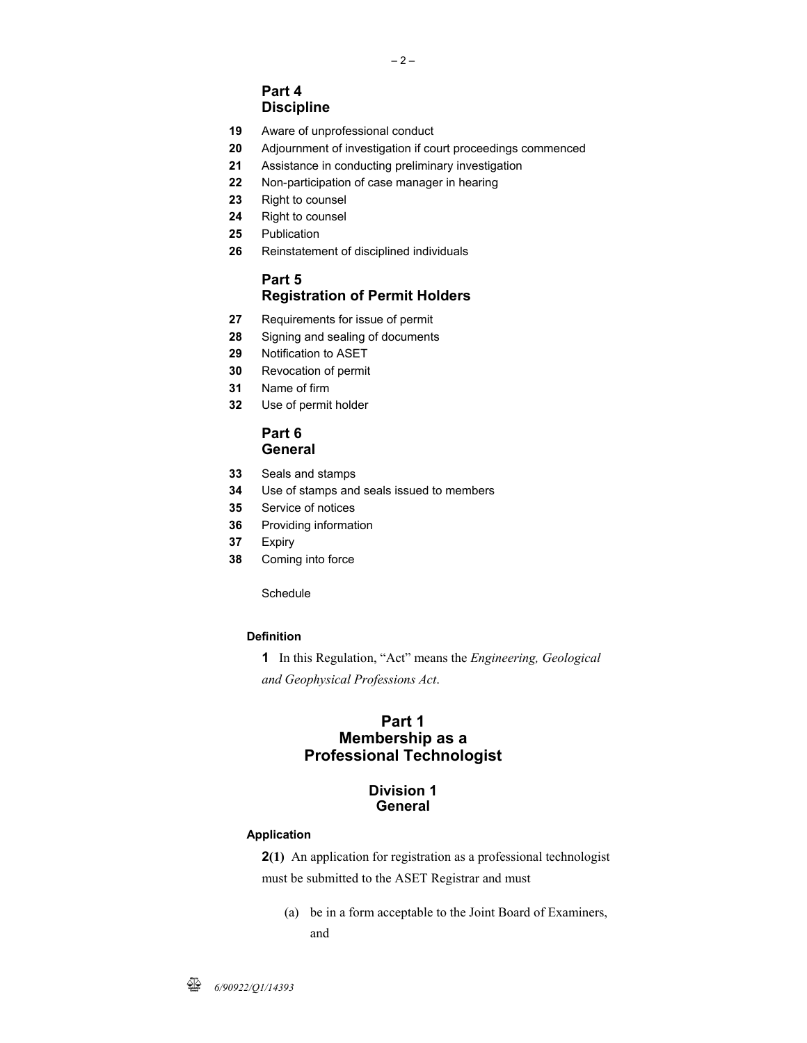**Part 4**
**Discipline**

**19** Aware of unprofessional conduct
**20** Adjournment of investigation if court proceedings commenced
**21** Assistance in conducting preliminary investigation
**22** Non-participation of case manager in hearing
**23** Right to counsel
**24** Right to counsel
**25** Publication
**26** Reinstatement of disciplined individuals

**Part 5**
**Registration of Permit Holders**

**27** Requirements for issue of permit
**28** Signing and sealing of documents
**29** Notification to ASET
**30** Revocation of permit
**31** Name of firm
**32** Use of permit holder

**Part 6**
**General**

**33** Seals and stamps
**34** Use of stamps and seals issued to members
**35** Service of notices
**36** Providing information
**37** Expiry
**38** Coming into force

Schedule

**Definition**

**1** In this Regulation, "Act" means the *Engineering, Geological and Geophysical Professions Act*.

## Part 1
## Membership as a Professional Technologist

### Division 1
### General

**Application**

**2(1)** An application for registration as a professional technologist must be submitted to the ASET Registrar and must

(a) be in a form acceptable to the Joint Board of Examiners, and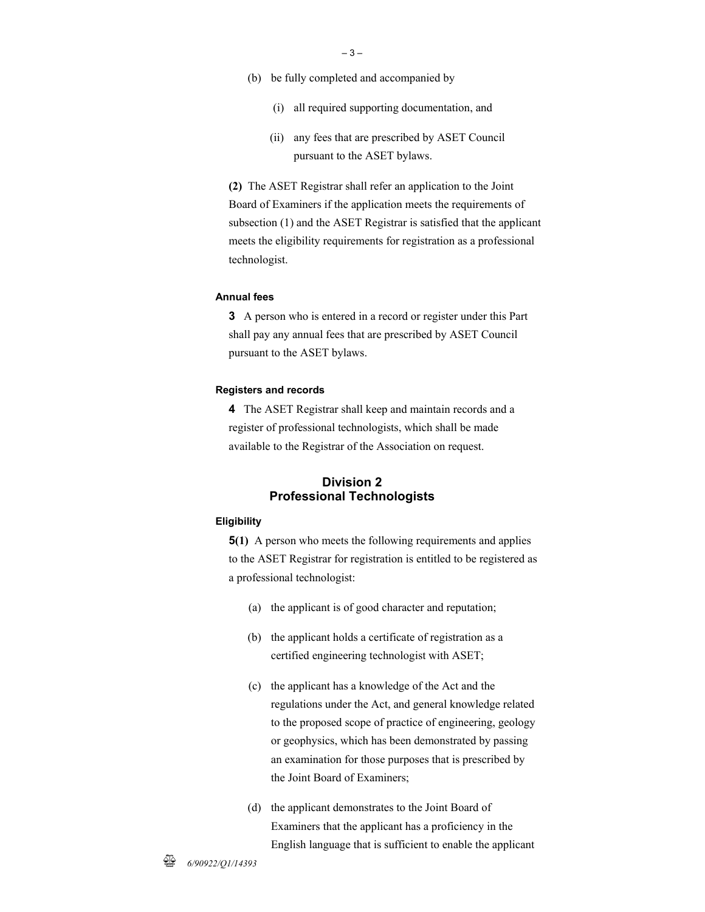(b) be fully completed and accompanied by

(i) all required supporting documentation, and

(ii) any fees that are prescribed by ASET Council pursuant to the ASET bylaws.

**(2)** The ASET Registrar shall refer an application to the Joint Board of Examiners if the application meets the requirements of subsection (1) and the ASET Registrar is satisfied that the applicant meets the eligibility requirements for registration as a professional technologist.

#### Annual fees

**3** A person who is entered in a record or register under this Part shall pay any annual fees that are prescribed by ASET Council pursuant to the ASET bylaws.

#### Registers and records

**4** The ASET Registrar shall keep and maintain records and a register of professional technologists, which shall be made available to the Registrar of the Association on request.

## Division 2
## Professional Technologists

#### Eligibility

**5(1)** A person who meets the following requirements and applies to the ASET Registrar for registration is entitled to be registered as a professional technologist:

(a) the applicant is of good character and reputation;

(b) the applicant holds a certificate of registration as a certified engineering technologist with ASET;

(c) the applicant has a knowledge of the Act and the regulations under the Act, and general knowledge related to the proposed scope of practice of engineering, geology or geophysics, which has been demonstrated by passing an examination for those purposes that is prescribed by the Joint Board of Examiners;

(d) the applicant demonstrates to the Joint Board of Examiners that the applicant has a proficiency in the English language that is sufficient to enable the applicant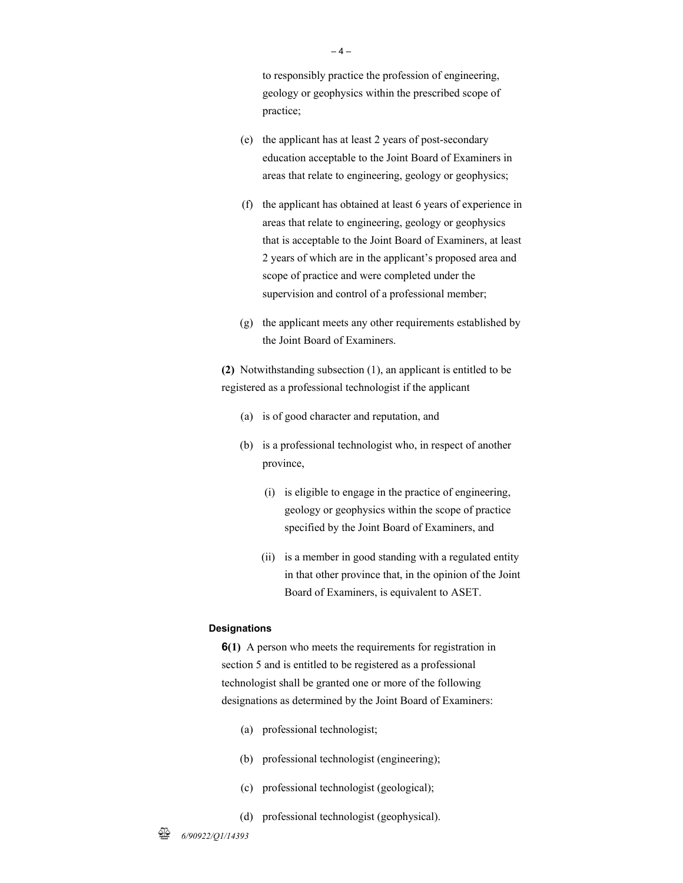to responsibly practice the profession of engineering, geology or geophysics within the prescribed scope of practice;

(e) the applicant has at least 2 years of post-secondary education acceptable to the Joint Board of Examiners in areas that relate to engineering, geology or geophysics;

(f) the applicant has obtained at least 6 years of experience in areas that relate to engineering, geology or geophysics that is acceptable to the Joint Board of Examiners, at least 2 years of which are in the applicant's proposed area and scope of practice and were completed under the supervision and control of a professional member;

(g) the applicant meets any other requirements established by the Joint Board of Examiners.

**(2)** Notwithstanding subsection (1), an applicant is entitled to be registered as a professional technologist if the applicant

(a) is of good character and reputation, and

(b) is a professional technologist who, in respect of another province,

(i) is eligible to engage in the practice of engineering, geology or geophysics within the scope of practice specified by the Joint Board of Examiners, and

(ii) is a member in good standing with a regulated entity in that other province that, in the opinion of the Joint Board of Examiners, is equivalent to ASET.

#### Designations

**6(1)** A person who meets the requirements for registration in section 5 and is entitled to be registered as a professional technologist shall be granted one or more of the following designations as determined by the Joint Board of Examiners:

(a) professional technologist;

(b) professional technologist (engineering);

(c) professional technologist (geological);

(d) professional technologist (geophysical).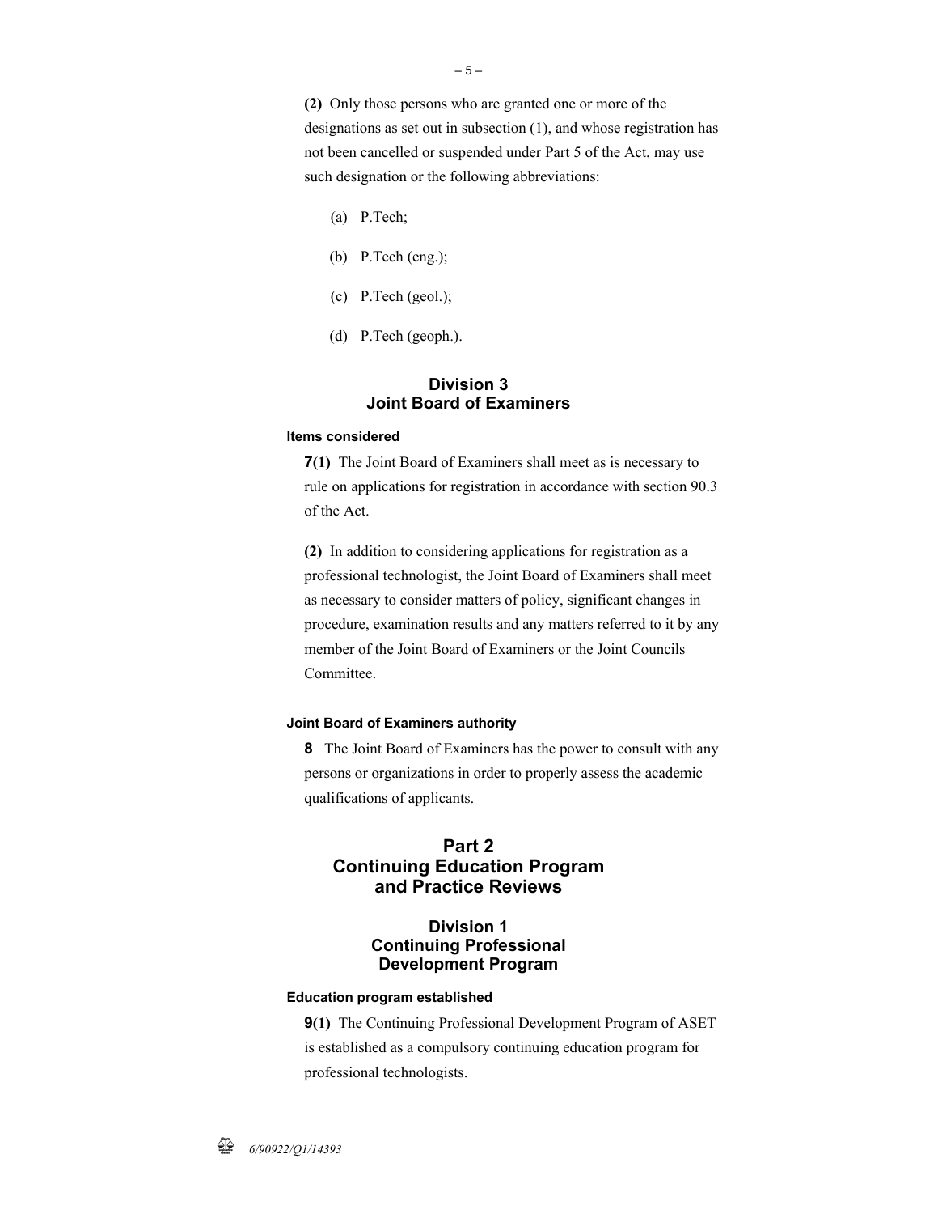**(2)** Only those persons who are granted one or more of the designations as set out in subsection (1), and whose registration has not been cancelled or suspended under Part 5 of the Act, may use such designation or the following abbreviations:

(a) P.Tech;

(b) P.Tech (eng.);

(c) P.Tech (geol.);

(d) P.Tech (geoph.).

## Division 3
## Joint Board of Examiners

**Items considered**

**7(1)** The Joint Board of Examiners shall meet as is necessary to rule on applications for registration in accordance with section 90.3 of the Act.

**(2)** In addition to considering applications for registration as a professional technologist, the Joint Board of Examiners shall meet as necessary to consider matters of policy, significant changes in procedure, examination results and any matters referred to it by any member of the Joint Board of Examiners or the Joint Councils Committee.

**Joint Board of Examiners authority**

**8** The Joint Board of Examiners has the power to consult with any persons or organizations in order to properly assess the academic qualifications of applicants.

# Part 2
# Continuing Education Program and Practice Reviews

## Division 1
## Continuing Professional Development Program

**Education program established**

**9(1)** The Continuing Professional Development Program of ASET is established as a compulsory continuing education program for professional technologists.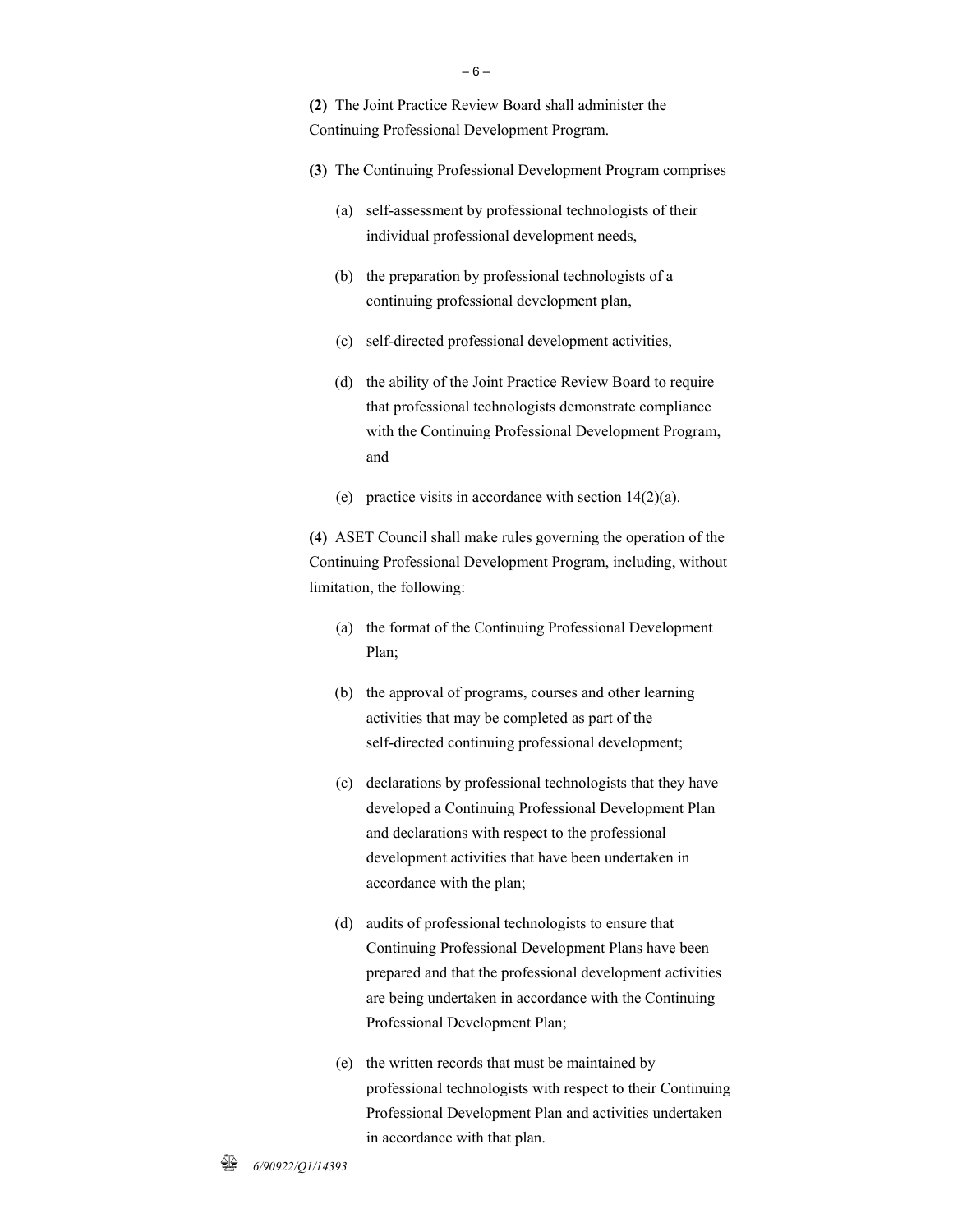**(2)** The Joint Practice Review Board shall administer the Continuing Professional Development Program.

**(3)** The Continuing Professional Development Program comprises

(a) self-assessment by professional technologists of their individual professional development needs,

(b) the preparation by professional technologists of a continuing professional development plan,

(c) self-directed professional development activities,

(d) the ability of the Joint Practice Review Board to require that professional technologists demonstrate compliance with the Continuing Professional Development Program, and

(e) practice visits in accordance with section 14(2)(a).

**(4)** ASET Council shall make rules governing the operation of the Continuing Professional Development Program, including, without limitation, the following:

(a) the format of the Continuing Professional Development Plan;

(b) the approval of programs, courses and other learning activities that may be completed as part of the self-directed continuing professional development;

(c) declarations by professional technologists that they have developed a Continuing Professional Development Plan and declarations with respect to the professional development activities that have been undertaken in accordance with the plan;

(d) audits of professional technologists to ensure that Continuing Professional Development Plans have been prepared and that the professional development activities are being undertaken in accordance with the Continuing Professional Development Plan;

(e) the written records that must be maintained by professional technologists with respect to their Continuing Professional Development Plan and activities undertaken in accordance with that plan.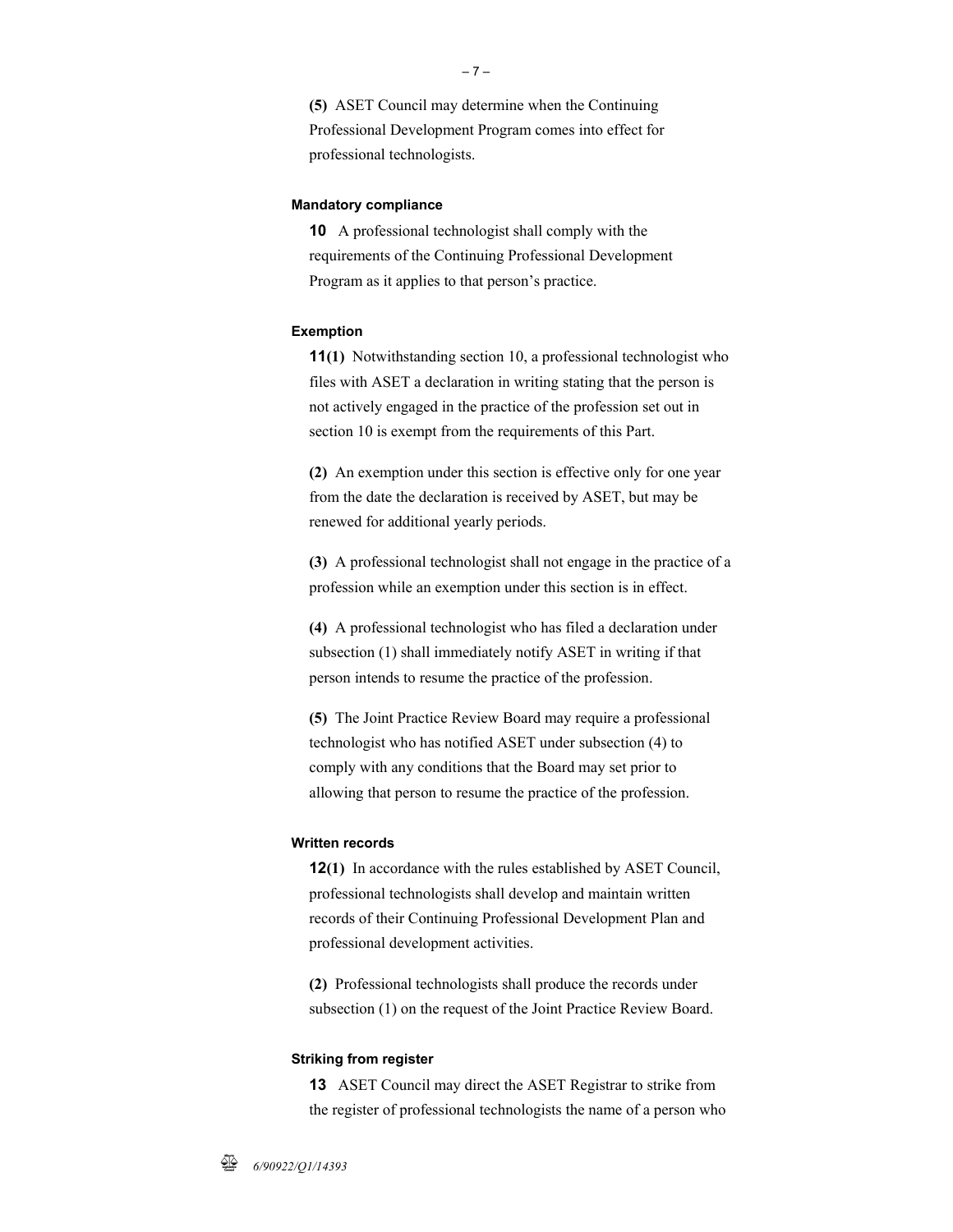**(5)** ASET Council may determine when the Continuing Professional Development Program comes into effect for professional technologists.

#### Mandatory compliance

**10** A professional technologist shall comply with the requirements of the Continuing Professional Development Program as it applies to that person's practice.

#### Exemption

**11(1)** Notwithstanding section 10, a professional technologist who files with ASET a declaration in writing stating that the person is not actively engaged in the practice of the profession set out in section 10 is exempt from the requirements of this Part.

**(2)** An exemption under this section is effective only for one year from the date the declaration is received by ASET, but may be renewed for additional yearly periods.

**(3)** A professional technologist shall not engage in the practice of a profession while an exemption under this section is in effect.

**(4)** A professional technologist who has filed a declaration under subsection (1) shall immediately notify ASET in writing if that person intends to resume the practice of the profession.

**(5)** The Joint Practice Review Board may require a professional technologist who has notified ASET under subsection (4) to comply with any conditions that the Board may set prior to allowing that person to resume the practice of the profession.

#### Written records

**12(1)** In accordance with the rules established by ASET Council, professional technologists shall develop and maintain written records of their Continuing Professional Development Plan and professional development activities.

**(2)** Professional technologists shall produce the records under subsection (1) on the request of the Joint Practice Review Board.

#### Striking from register

**13** ASET Council may direct the ASET Registrar to strike from the register of professional technologists the name of a person who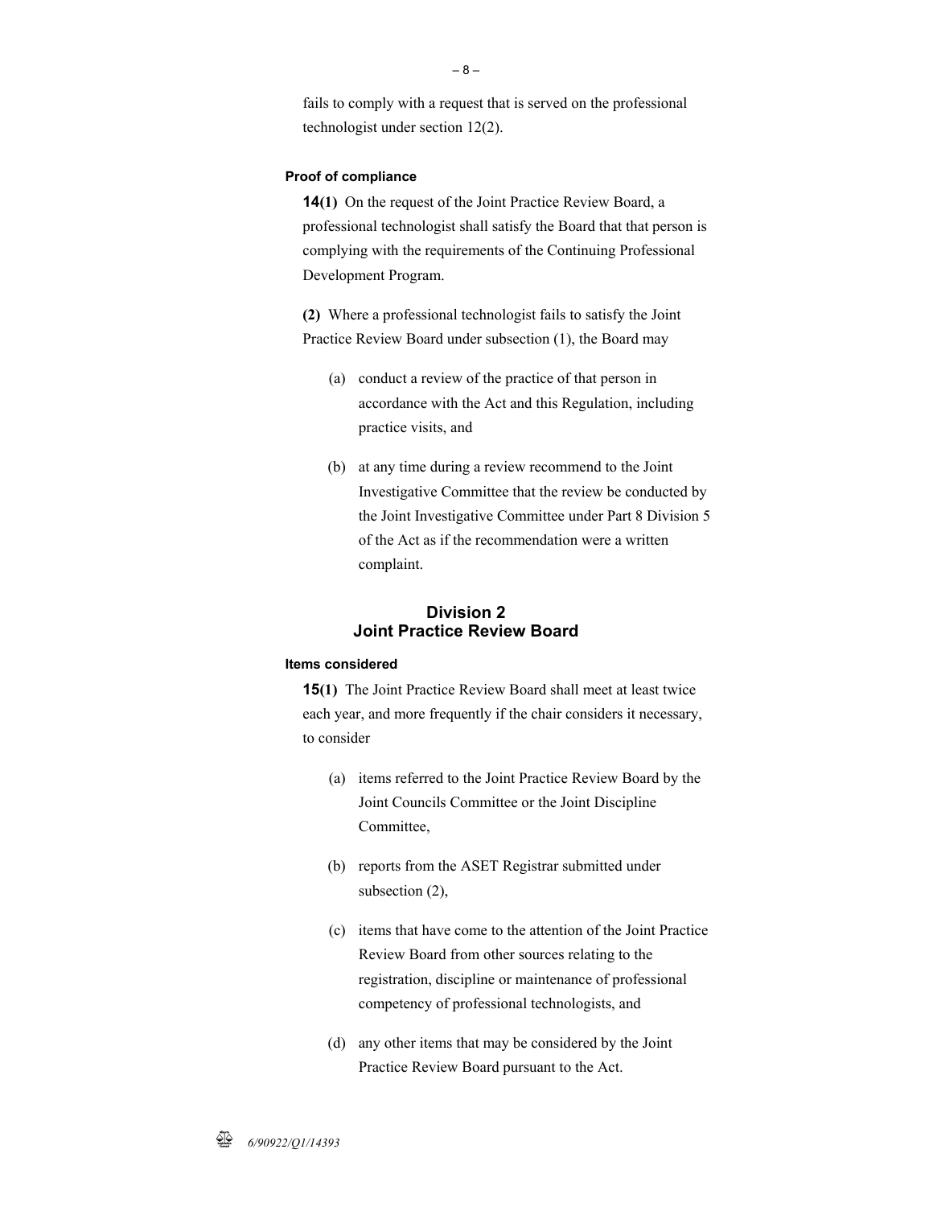fails to comply with a request that is served on the professional technologist under section 12(2).

#### Proof of compliance

**14(1)** On the request of the Joint Practice Review Board, a professional technologist shall satisfy the Board that that person is complying with the requirements of the Continuing Professional Development Program.

**(2)** Where a professional technologist fails to satisfy the Joint Practice Review Board under subsection (1), the Board may

(a) conduct a review of the practice of that person in accordance with the Act and this Regulation, including practice visits, and

(b) at any time during a review recommend to the Joint Investigative Committee that the review be conducted by the Joint Investigative Committee under Part 8 Division 5 of the Act as if the recommendation were a written complaint.

## Division 2
## Joint Practice Review Board

#### Items considered

**15(1)** The Joint Practice Review Board shall meet at least twice each year, and more frequently if the chair considers it necessary, to consider

(a) items referred to the Joint Practice Review Board by the Joint Councils Committee or the Joint Discipline Committee,

(b) reports from the ASET Registrar submitted under subsection (2),

(c) items that have come to the attention of the Joint Practice Review Board from other sources relating to the registration, discipline or maintenance of professional competency of professional technologists, and

(d) any other items that may be considered by the Joint Practice Review Board pursuant to the Act.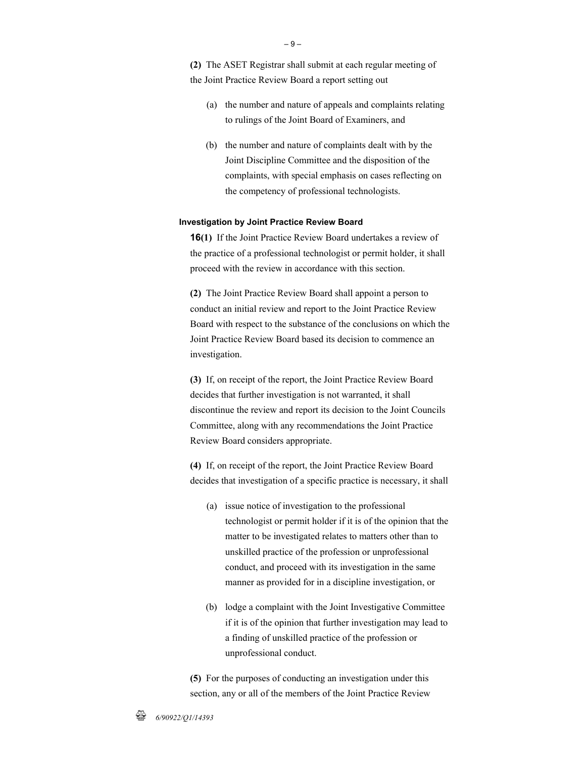**(2)** The ASET Registrar shall submit at each regular meeting of the Joint Practice Review Board a report setting out

(a) the number and nature of appeals and complaints relating to rulings of the Joint Board of Examiners, and

(b) the number and nature of complaints dealt with by the Joint Discipline Committee and the disposition of the complaints, with special emphasis on cases reflecting on the competency of professional technologists.

#### Investigation by Joint Practice Review Board

**16(1)** If the Joint Practice Review Board undertakes a review of the practice of a professional technologist or permit holder, it shall proceed with the review in accordance with this section.

**(2)** The Joint Practice Review Board shall appoint a person to conduct an initial review and report to the Joint Practice Review Board with respect to the substance of the conclusions on which the Joint Practice Review Board based its decision to commence an investigation.

**(3)** If, on receipt of the report, the Joint Practice Review Board decides that further investigation is not warranted, it shall discontinue the review and report its decision to the Joint Councils Committee, along with any recommendations the Joint Practice Review Board considers appropriate.

**(4)** If, on receipt of the report, the Joint Practice Review Board decides that investigation of a specific practice is necessary, it shall

(a) issue notice of investigation to the professional technologist or permit holder if it is of the opinion that the matter to be investigated relates to matters other than to unskilled practice of the profession or unprofessional conduct, and proceed with its investigation in the same manner as provided for in a discipline investigation, or

(b) lodge a complaint with the Joint Investigative Committee if it is of the opinion that further investigation may lead to a finding of unskilled practice of the profession or unprofessional conduct.

**(5)** For the purposes of conducting an investigation under this section, any or all of the members of the Joint Practice Review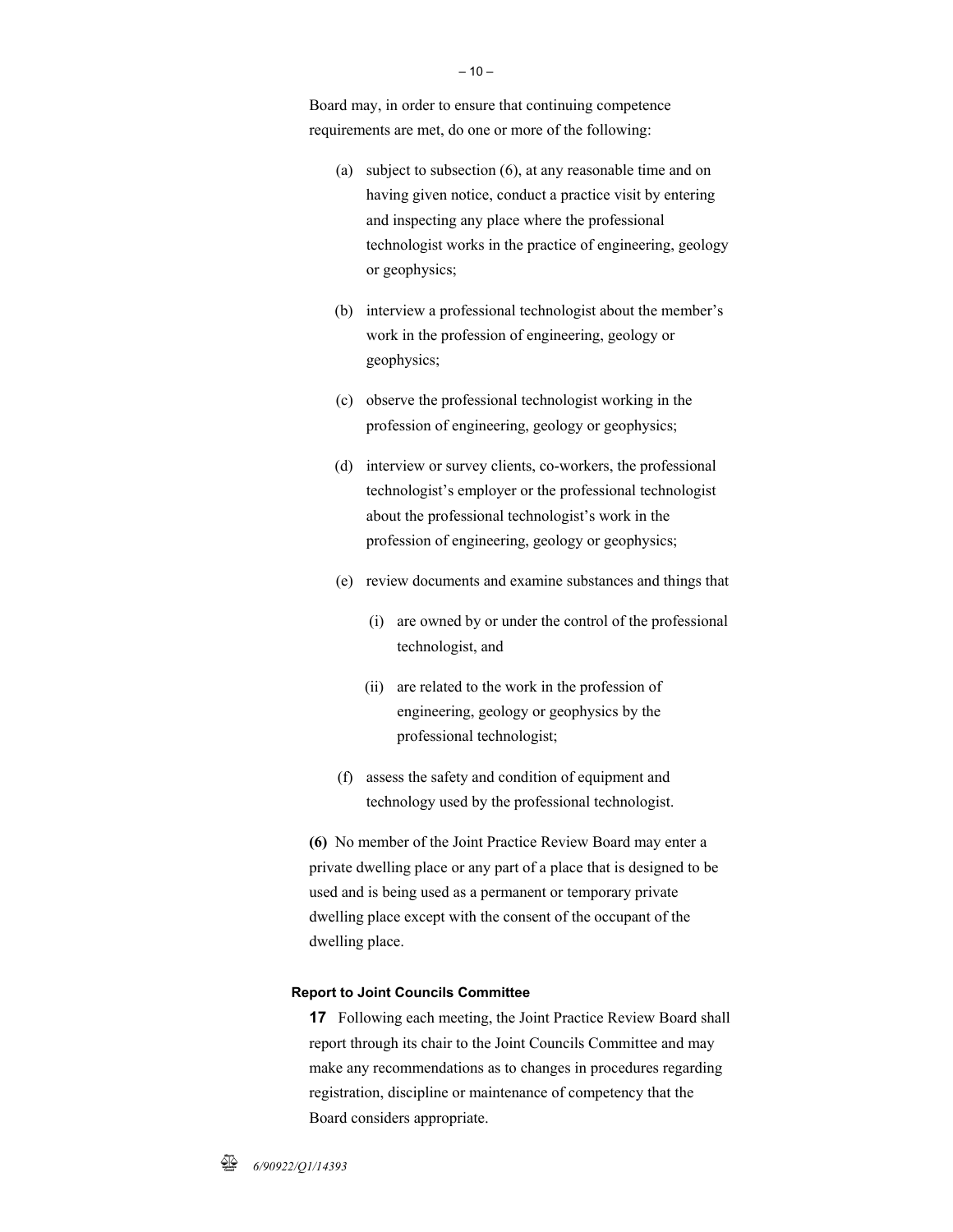Board may, in order to ensure that continuing competence requirements are met, do one or more of the following:

(a) subject to subsection (6), at any reasonable time and on having given notice, conduct a practice visit by entering and inspecting any place where the professional technologist works in the practice of engineering, geology or geophysics;

(b) interview a professional technologist about the member's work in the profession of engineering, geology or geophysics;

(c) observe the professional technologist working in the profession of engineering, geology or geophysics;

(d) interview or survey clients, co-workers, the professional technologist's employer or the professional technologist about the professional technologist's work in the profession of engineering, geology or geophysics;

(e) review documents and examine substances and things that

(i) are owned by or under the control of the professional technologist, and

(ii) are related to the work in the profession of engineering, geology or geophysics by the professional technologist;

(f) assess the safety and condition of equipment and technology used by the professional technologist.

**(6)** No member of the Joint Practice Review Board may enter a private dwelling place or any part of a place that is designed to be used and is being used as a permanent or temporary private dwelling place except with the consent of the occupant of the dwelling place.

#### Report to Joint Councils Committee

**17** Following each meeting, the Joint Practice Review Board shall report through its chair to the Joint Councils Committee and may make any recommendations as to changes in procedures regarding registration, discipline or maintenance of competency that the Board considers appropriate.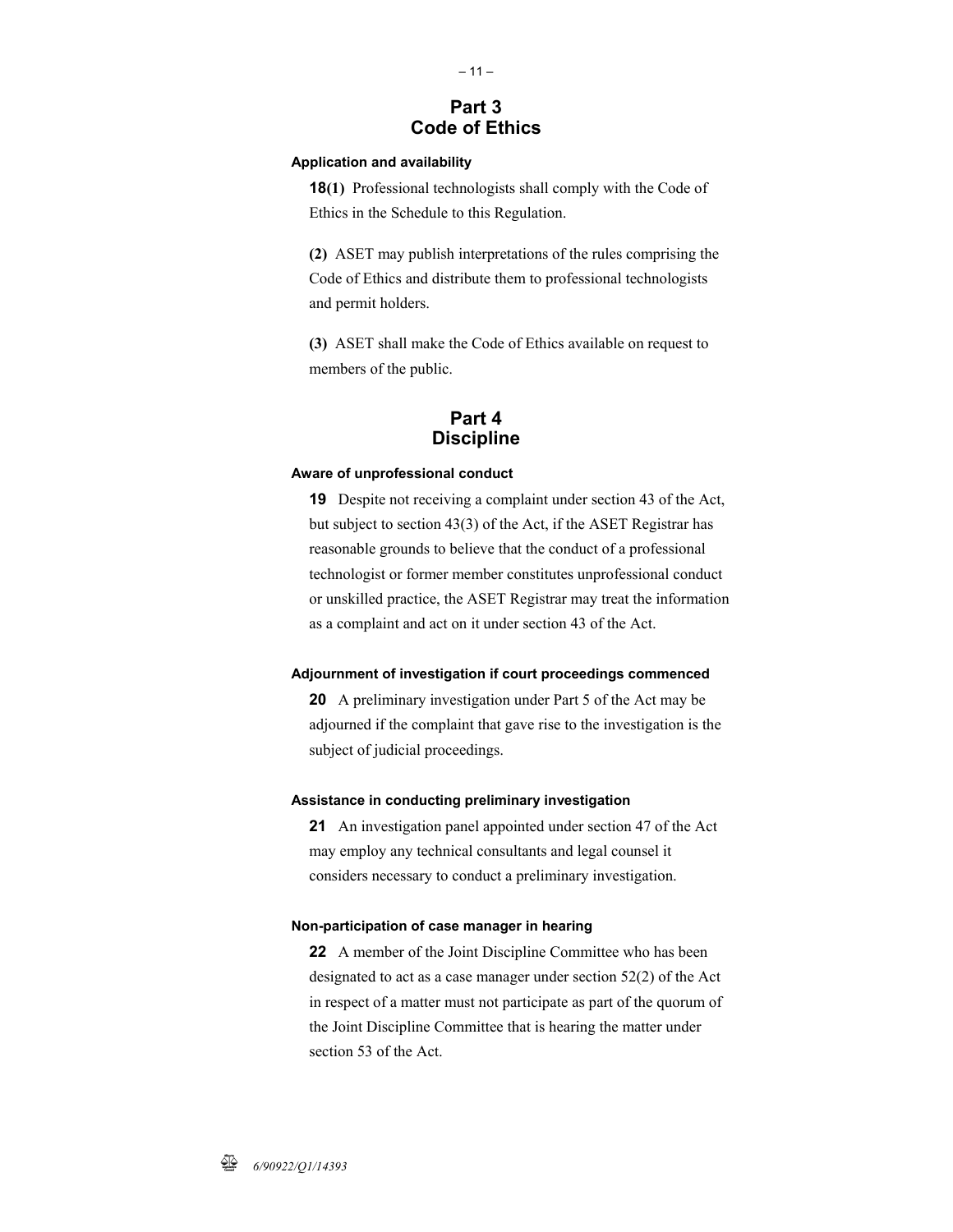## Part 3
## Code of Ethics

#### Application and availability

**18(1)** Professional technologists shall comply with the Code of Ethics in the Schedule to this Regulation.

**(2)** ASET may publish interpretations of the rules comprising the Code of Ethics and distribute them to professional technologists and permit holders.

**(3)** ASET shall make the Code of Ethics available on request to members of the public.

## Part 4
## Discipline

#### Aware of unprofessional conduct

**19** Despite not receiving a complaint under section 43 of the Act, but subject to section 43(3) of the Act, if the ASET Registrar has reasonable grounds to believe that the conduct of a professional technologist or former member constitutes unprofessional conduct or unskilled practice, the ASET Registrar may treat the information as a complaint and act on it under section 43 of the Act.

#### Adjournment of investigation if court proceedings commenced

**20** A preliminary investigation under Part 5 of the Act may be adjourned if the complaint that gave rise to the investigation is the subject of judicial proceedings.

#### Assistance in conducting preliminary investigation

**21** An investigation panel appointed under section 47 of the Act may employ any technical consultants and legal counsel it considers necessary to conduct a preliminary investigation.

#### Non-participation of case manager in hearing

**22** A member of the Joint Discipline Committee who has been designated to act as a case manager under section 52(2) of the Act in respect of a matter must not participate as part of the quorum of the Joint Discipline Committee that is hearing the matter under section 53 of the Act.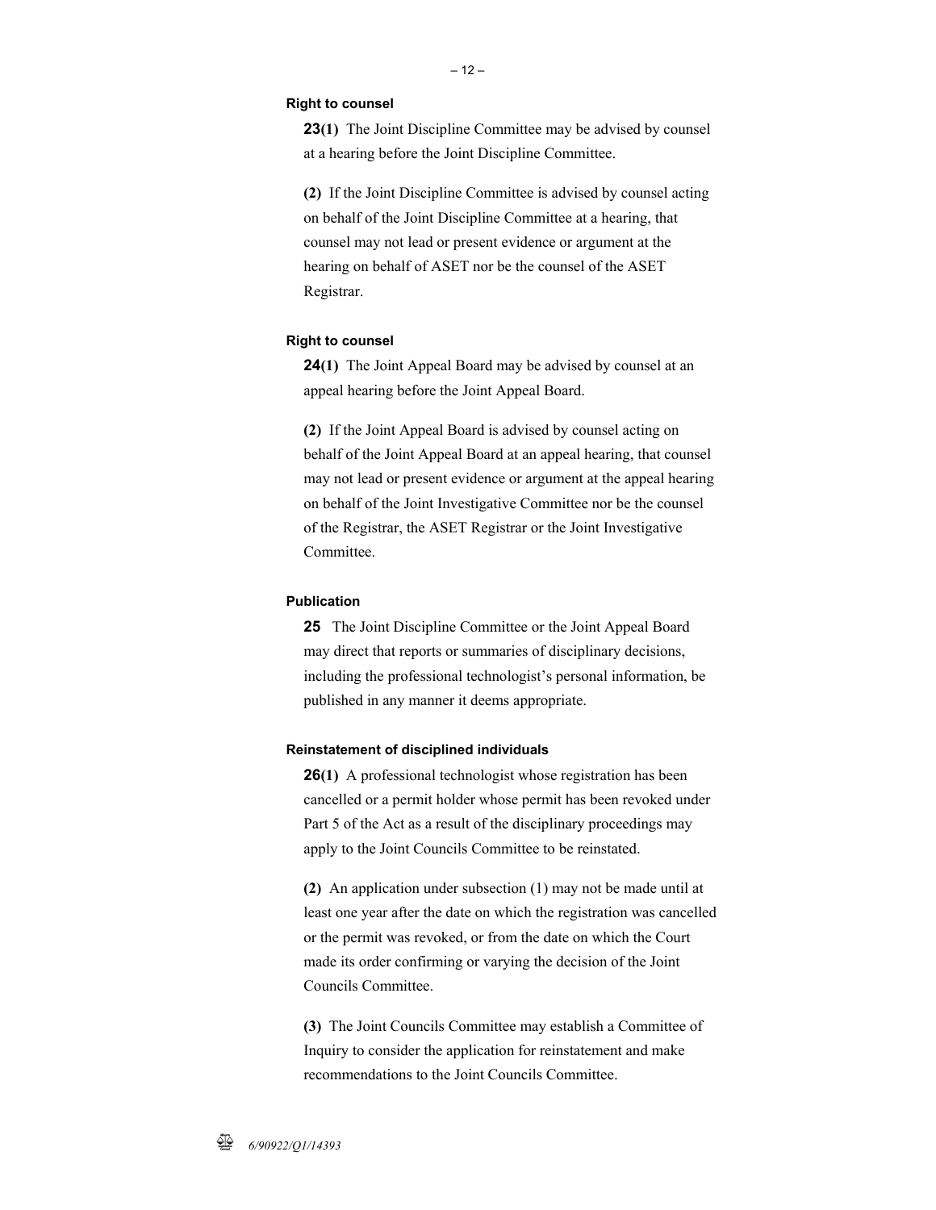**Right to counsel**

**23(1)** The Joint Discipline Committee may be advised by counsel at a hearing before the Joint Discipline Committee.

**(2)** If the Joint Discipline Committee is advised by counsel acting on behalf of the Joint Discipline Committee at a hearing, that counsel may not lead or present evidence or argument at the hearing on behalf of ASET nor be the counsel of the ASET Registrar.

**Right to counsel**

**24(1)** The Joint Appeal Board may be advised by counsel at an appeal hearing before the Joint Appeal Board.

**(2)** If the Joint Appeal Board is advised by counsel acting on behalf of the Joint Appeal Board at an appeal hearing, that counsel may not lead or present evidence or argument at the appeal hearing on behalf of the Joint Investigative Committee nor be the counsel of the Registrar, the ASET Registrar or the Joint Investigative Committee.

**Publication**

**25** The Joint Discipline Committee or the Joint Appeal Board may direct that reports or summaries of disciplinary decisions, including the professional technologist's personal information, be published in any manner it deems appropriate.

**Reinstatement of disciplined individuals**

**26(1)** A professional technologist whose registration has been cancelled or a permit holder whose permit has been revoked under Part 5 of the Act as a result of the disciplinary proceedings may apply to the Joint Councils Committee to be reinstated.

**(2)** An application under subsection (1) may not be made until at least one year after the date on which the registration was cancelled or the permit was revoked, or from the date on which the Court made its order confirming or varying the decision of the Joint Councils Committee.

**(3)** The Joint Councils Committee may establish a Committee of Inquiry to consider the application for reinstatement and make recommendations to the Joint Councils Committee.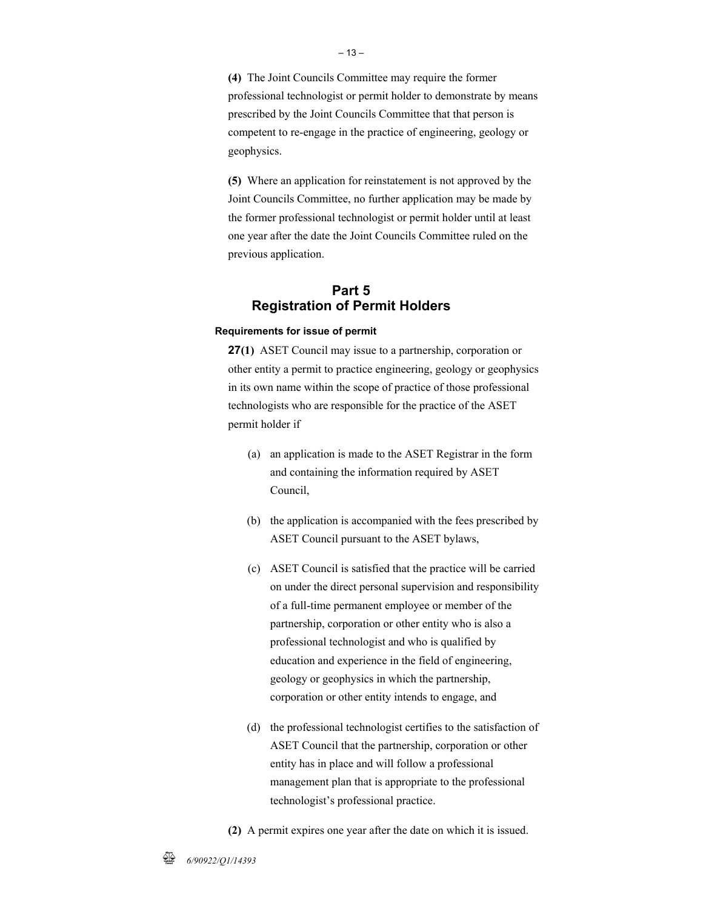**(4)** The Joint Councils Committee may require the former professional technologist or permit holder to demonstrate by means prescribed by the Joint Councils Committee that that person is competent to re-engage in the practice of engineering, geology or geophysics.

**(5)** Where an application for reinstatement is not approved by the Joint Councils Committee, no further application may be made by the former professional technologist or permit holder until at least one year after the date the Joint Councils Committee ruled on the previous application.

## Part 5
## Registration of Permit Holders

#### Requirements for issue of permit

**27(1)** ASET Council may issue to a partnership, corporation or other entity a permit to practice engineering, geology or geophysics in its own name within the scope of practice of those professional technologists who are responsible for the practice of the ASET permit holder if

(a) an application is made to the ASET Registrar in the form and containing the information required by ASET Council,

(b) the application is accompanied with the fees prescribed by ASET Council pursuant to the ASET bylaws,

(c) ASET Council is satisfied that the practice will be carried on under the direct personal supervision and responsibility of a full-time permanent employee or member of the partnership, corporation or other entity who is also a professional technologist and who is qualified by education and experience in the field of engineering, geology or geophysics in which the partnership, corporation or other entity intends to engage, and

(d) the professional technologist certifies to the satisfaction of ASET Council that the partnership, corporation or other entity has in place and will follow a professional management plan that is appropriate to the professional technologist's professional practice.

**(2)** A permit expires one year after the date on which it is issued.

*6/90922/Q1/14393*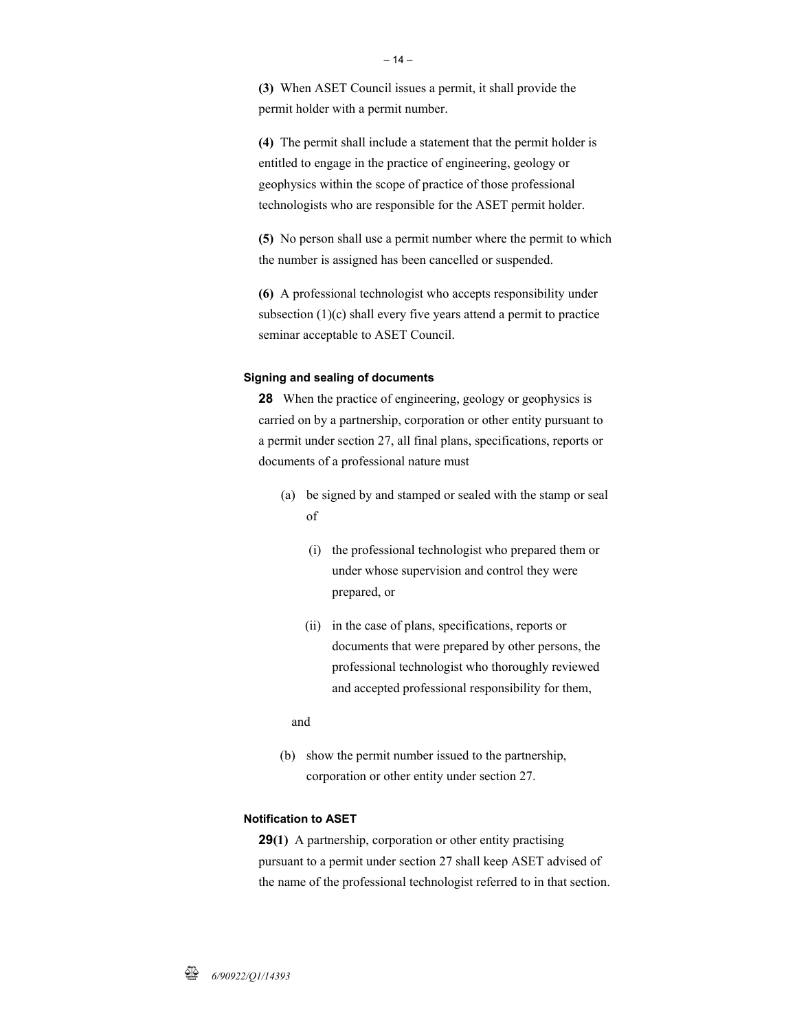**(3)** When ASET Council issues a permit, it shall provide the permit holder with a permit number.

**(4)** The permit shall include a statement that the permit holder is entitled to engage in the practice of engineering, geology or geophysics within the scope of practice of those professional technologists who are responsible for the ASET permit holder.

**(5)** No person shall use a permit number where the permit to which the number is assigned has been cancelled or suspended.

**(6)** A professional technologist who accepts responsibility under subsection (1)(c) shall every five years attend a permit to practice seminar acceptable to ASET Council.

#### Signing and sealing of documents

**28** When the practice of engineering, geology or geophysics is carried on by a partnership, corporation or other entity pursuant to a permit under section 27, all final plans, specifications, reports or documents of a professional nature must

(a) be signed by and stamped or sealed with the stamp or seal of

(i) the professional technologist who prepared them or under whose supervision and control they were prepared, or

(ii) in the case of plans, specifications, reports or documents that were prepared by other persons, the professional technologist who thoroughly reviewed and accepted professional responsibility for them,

and

(b) show the permit number issued to the partnership, corporation or other entity under section 27.

#### Notification to ASET

**29(1)** A partnership, corporation or other entity practising pursuant to a permit under section 27 shall keep ASET advised of the name of the professional technologist referred to in that section.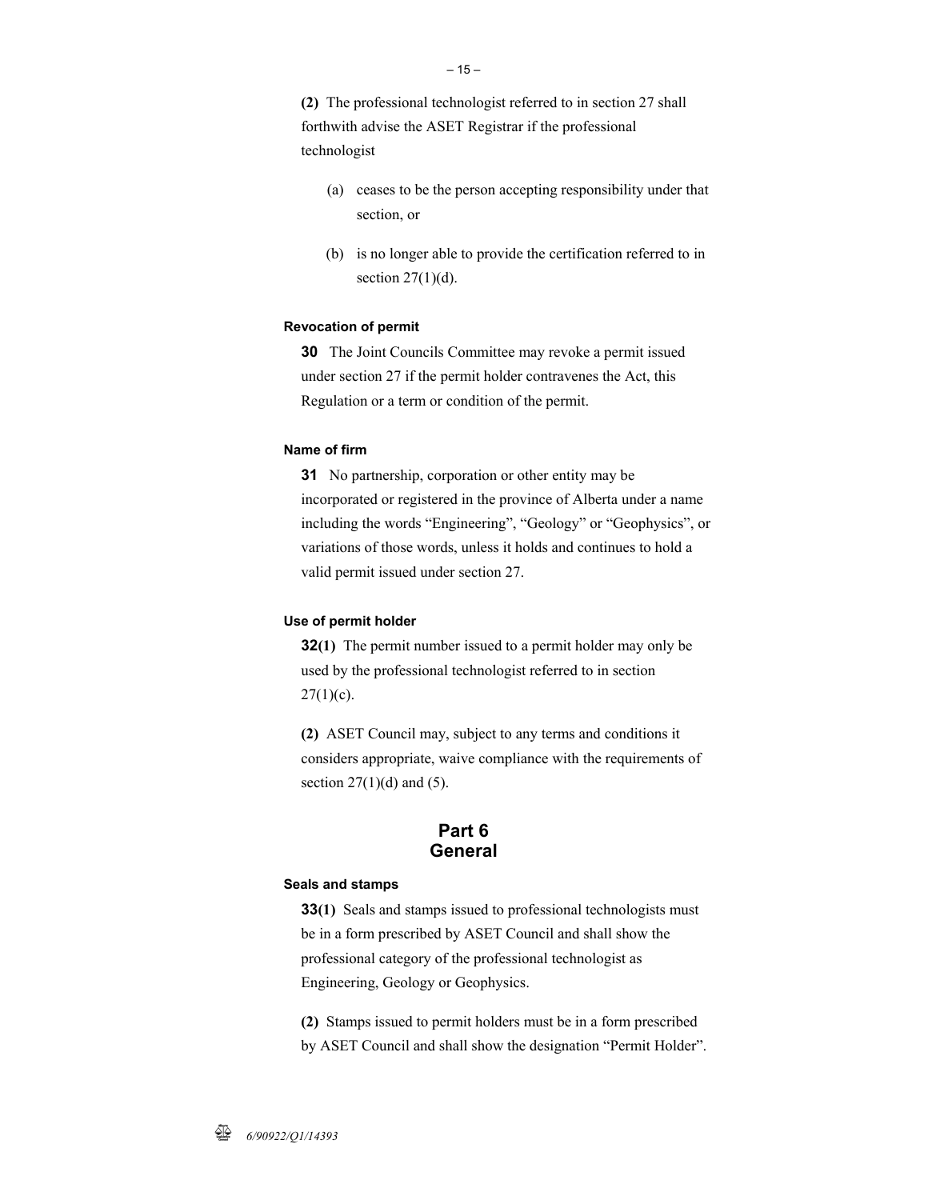**(2)** The professional technologist referred to in section 27 shall forthwith advise the ASET Registrar if the professional technologist

(a) ceases to be the person accepting responsibility under that section, or

(b) is no longer able to provide the certification referred to in section 27(1)(d).

#### Revocation of permit

**30** The Joint Councils Committee may revoke a permit issued under section 27 if the permit holder contravenes the Act, this Regulation or a term or condition of the permit.

#### Name of firm

**31** No partnership, corporation or other entity may be incorporated or registered in the province of Alberta under a name including the words "Engineering", "Geology" or "Geophysics", or variations of those words, unless it holds and continues to hold a valid permit issued under section 27.

#### Use of permit holder

**32(1)** The permit number issued to a permit holder may only be used by the professional technologist referred to in section 27(1)(c).

**(2)** ASET Council may, subject to any terms and conditions it considers appropriate, waive compliance with the requirements of section 27(1)(d) and (5).

## Part 6
## General

#### Seals and stamps

**33(1)** Seals and stamps issued to professional technologists must be in a form prescribed by ASET Council and shall show the professional category of the professional technologist as Engineering, Geology or Geophysics.

**(2)** Stamps issued to permit holders must be in a form prescribed by ASET Council and shall show the designation "Permit Holder".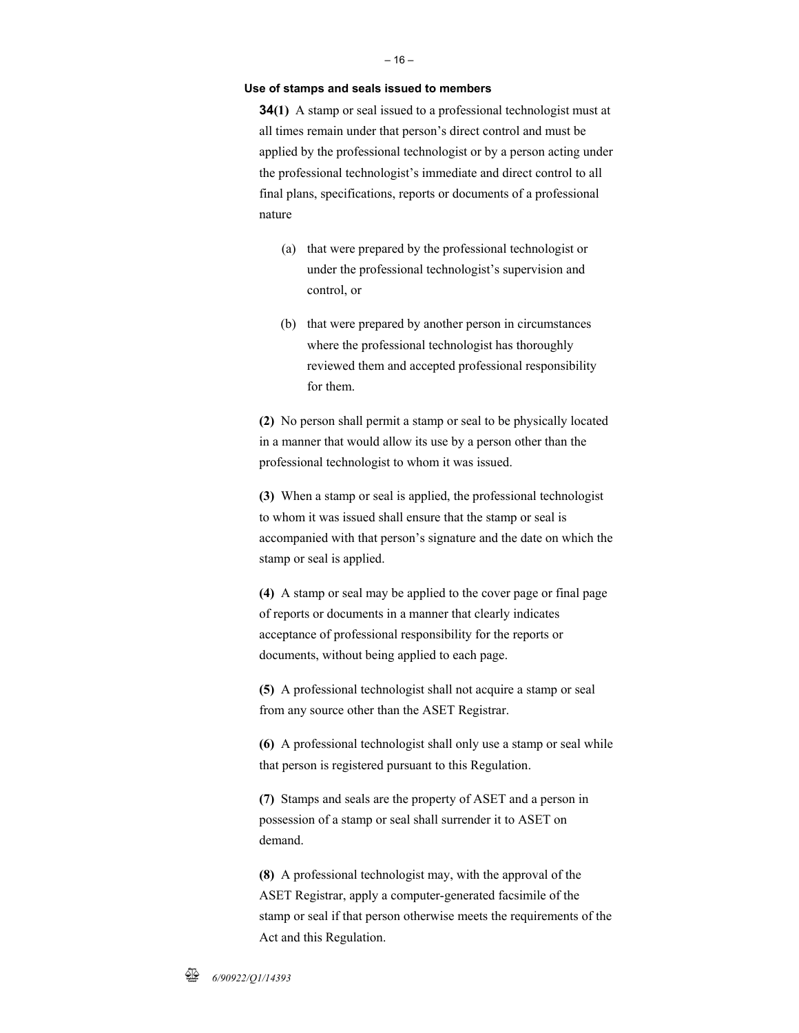**Use of stamps and seals issued to members**

**34(1)** A stamp or seal issued to a professional technologist must at all times remain under that person's direct control and must be applied by the professional technologist or by a person acting under the professional technologist's immediate and direct control to all final plans, specifications, reports or documents of a professional nature

(a) that were prepared by the professional technologist or under the professional technologist's supervision and control, or

(b) that were prepared by another person in circumstances where the professional technologist has thoroughly reviewed them and accepted professional responsibility for them.

**(2)** No person shall permit a stamp or seal to be physically located in a manner that would allow its use by a person other than the professional technologist to whom it was issued.

**(3)** When a stamp or seal is applied, the professional technologist to whom it was issued shall ensure that the stamp or seal is accompanied with that person's signature and the date on which the stamp or seal is applied.

**(4)** A stamp or seal may be applied to the cover page or final page of reports or documents in a manner that clearly indicates acceptance of professional responsibility for the reports or documents, without being applied to each page.

**(5)** A professional technologist shall not acquire a stamp or seal from any source other than the ASET Registrar.

**(6)** A professional technologist shall only use a stamp or seal while that person is registered pursuant to this Regulation.

**(7)** Stamps and seals are the property of ASET and a person in possession of a stamp or seal shall surrender it to ASET on demand.

**(8)** A professional technologist may, with the approval of the ASET Registrar, apply a computer-generated facsimile of the stamp or seal if that person otherwise meets the requirements of the Act and this Regulation.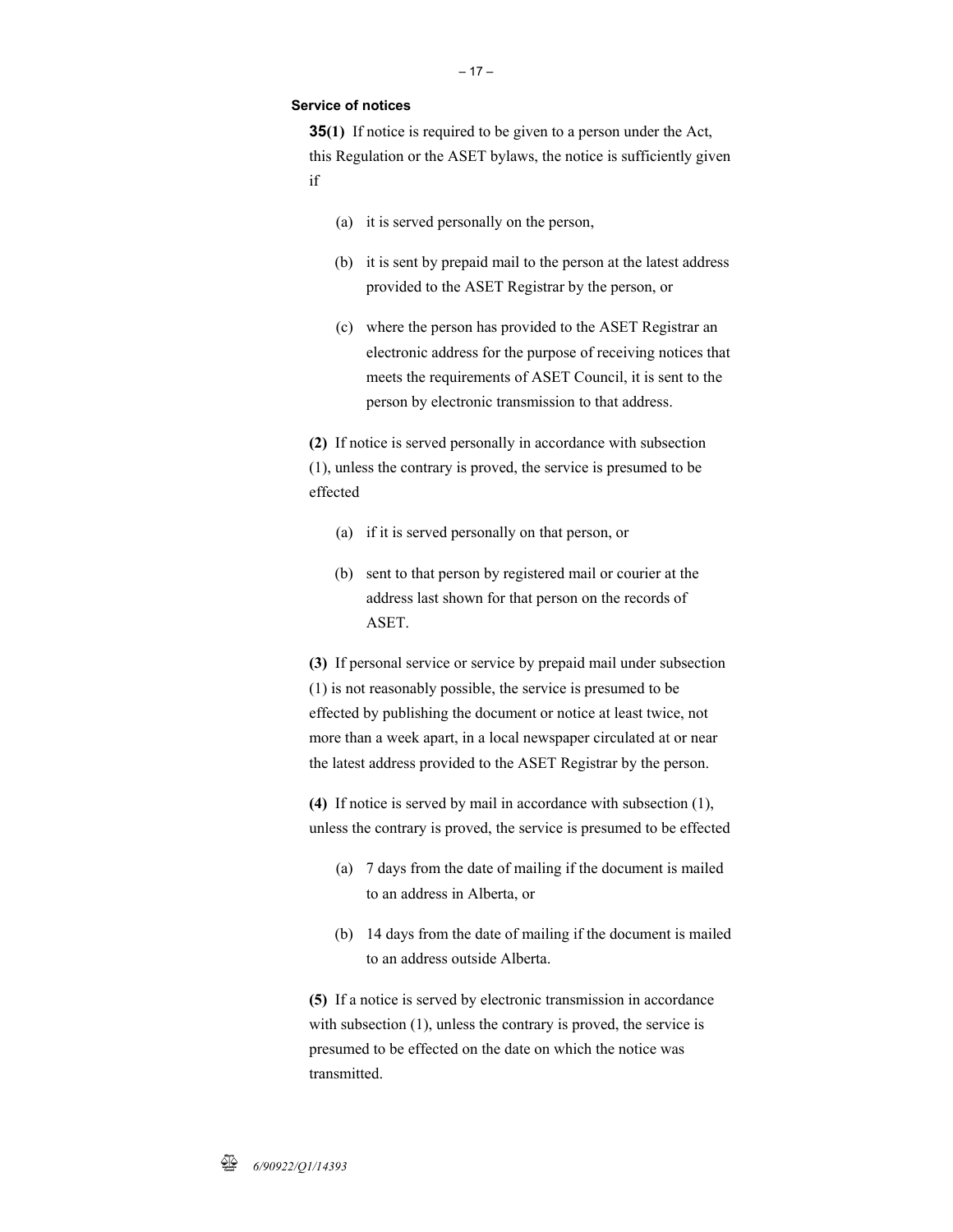**Service of notices**

**35(1)** If notice is required to be given to a person under the Act, this Regulation or the ASET bylaws, the notice is sufficiently given if

(a) it is served personally on the person,

(b) it is sent by prepaid mail to the person at the latest address provided to the ASET Registrar by the person, or

(c) where the person has provided to the ASET Registrar an electronic address for the purpose of receiving notices that meets the requirements of ASET Council, it is sent to the person by electronic transmission to that address.

**(2)** If notice is served personally in accordance with subsection (1), unless the contrary is proved, the service is presumed to be effected

(a) if it is served personally on that person, or

(b) sent to that person by registered mail or courier at the address last shown for that person on the records of ASET.

**(3)** If personal service or service by prepaid mail under subsection (1) is not reasonably possible, the service is presumed to be effected by publishing the document or notice at least twice, not more than a week apart, in a local newspaper circulated at or near the latest address provided to the ASET Registrar by the person.

**(4)** If notice is served by mail in accordance with subsection (1), unless the contrary is proved, the service is presumed to be effected

(a) 7 days from the date of mailing if the document is mailed to an address in Alberta, or

(b) 14 days from the date of mailing if the document is mailed to an address outside Alberta.

**(5)** If a notice is served by electronic transmission in accordance with subsection (1), unless the contrary is proved, the service is presumed to be effected on the date on which the notice was transmitted.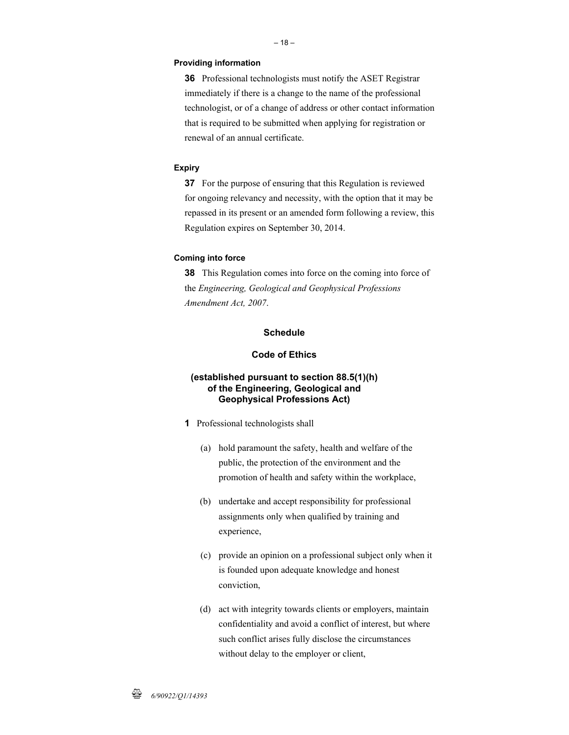**Providing information**

**36** Professional technologists must notify the ASET Registrar immediately if there is a change to the name of the professional technologist, or of a change of address or other contact information that is required to be submitted when applying for registration or renewal of an annual certificate.

**Expiry**

**37** For the purpose of ensuring that this Regulation is reviewed for ongoing relevancy and necessity, with the option that it may be repassed in its present or an amended form following a review, this Regulation expires on September 30, 2014.

**Coming into force**

**38** This Regulation comes into force on the coming into force of the *Engineering, Geological and Geophysical Professions Amendment Act, 2007*.

## Schedule

## Code of Ethics

**(established pursuant to section 88.5(1)(h) of the Engineering, Geological and Geophysical Professions Act)**

**1** Professional technologists shall

(a) hold paramount the safety, health and welfare of the public, the protection of the environment and the promotion of health and safety within the workplace,

(b) undertake and accept responsibility for professional assignments only when qualified by training and experience,

(c) provide an opinion on a professional subject only when it is founded upon adequate knowledge and honest conviction,

(d) act with integrity towards clients or employers, maintain confidentiality and avoid a conflict of interest, but where such conflict arises fully disclose the circumstances without delay to the employer or client,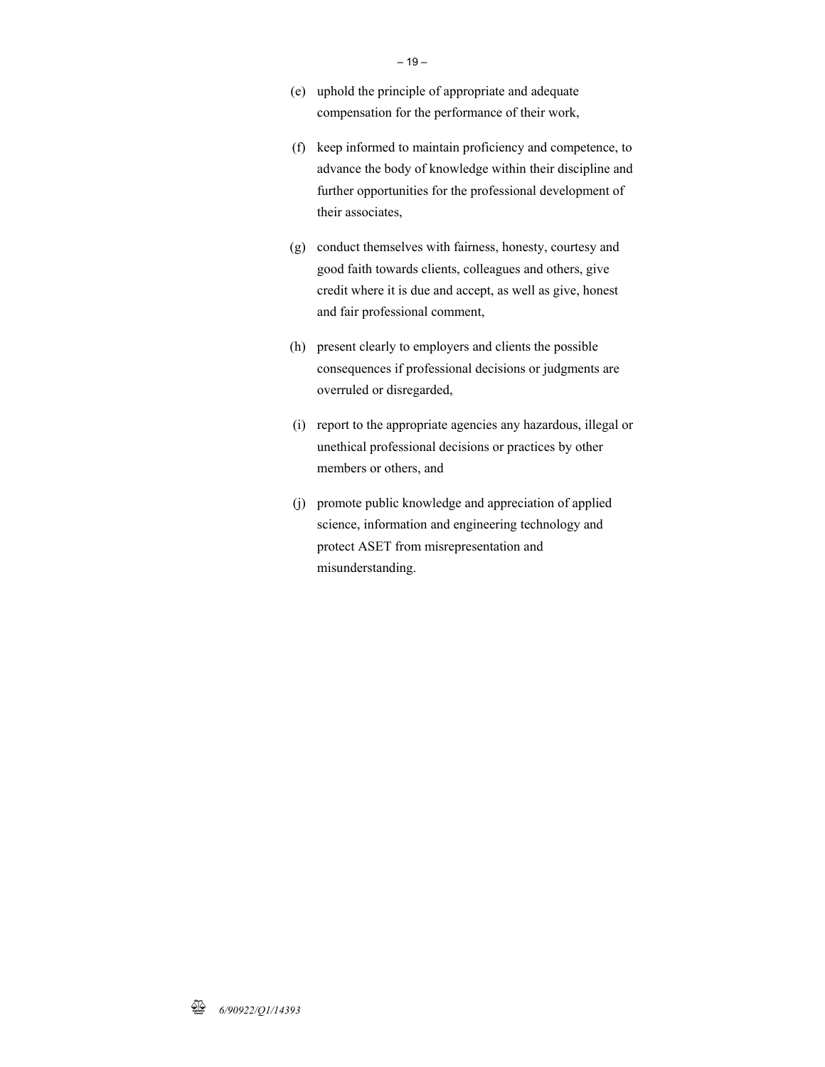(e) uphold the principle of appropriate and adequate compensation for the performance of their work,

(f) keep informed to maintain proficiency and competence, to advance the body of knowledge within their discipline and further opportunities for the professional development of their associates,

(g) conduct themselves with fairness, honesty, courtesy and good faith towards clients, colleagues and others, give credit where it is due and accept, as well as give, honest and fair professional comment,

(h) present clearly to employers and clients the possible consequences if professional decisions or judgments are overruled or disregarded,

(i) report to the appropriate agencies any hazardous, illegal or unethical professional decisions or practices by other members or others, and

(j) promote public knowledge and appreciation of applied science, information and engineering technology and protect ASET from misrepresentation and misunderstanding.